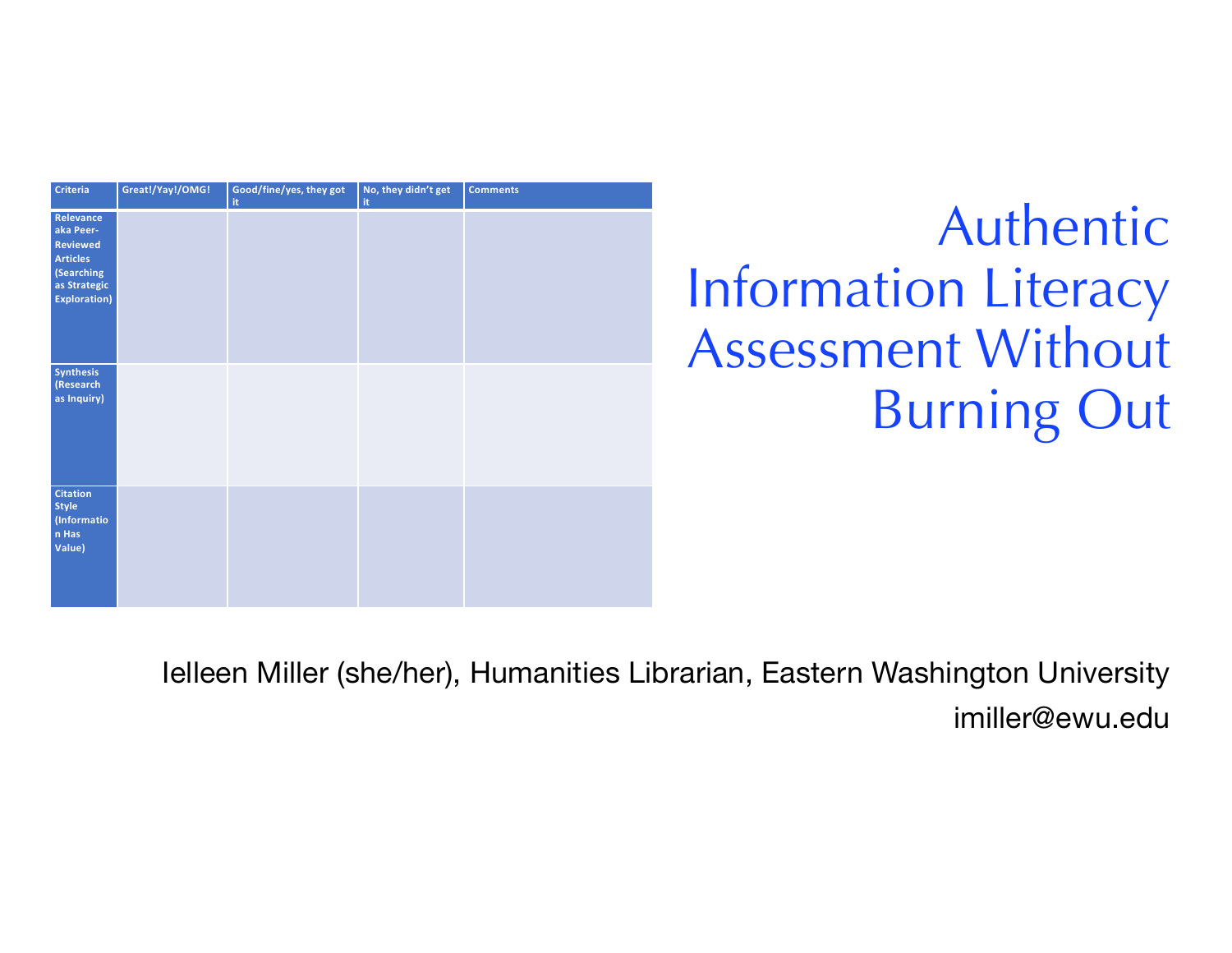# Authentic Information Literacy Assessment Without Burning Out

| Criteria | Great!/Yay!/OMG! | Good/fine/yes, they got it | No, they didn't get it | Comments |
| --- | --- | --- | --- | --- |
| Relevance aka Peer-Reviewed Articles (Searching as Strategic Exploration) | | | | |
| Synthesis (Research as Inquiry) | | | | |
| Citation Style (Information Has Value) | | | | |

Ielleen Miller (she/her), Humanities Librarian, Eastern Washington University

imiller@ewu.edu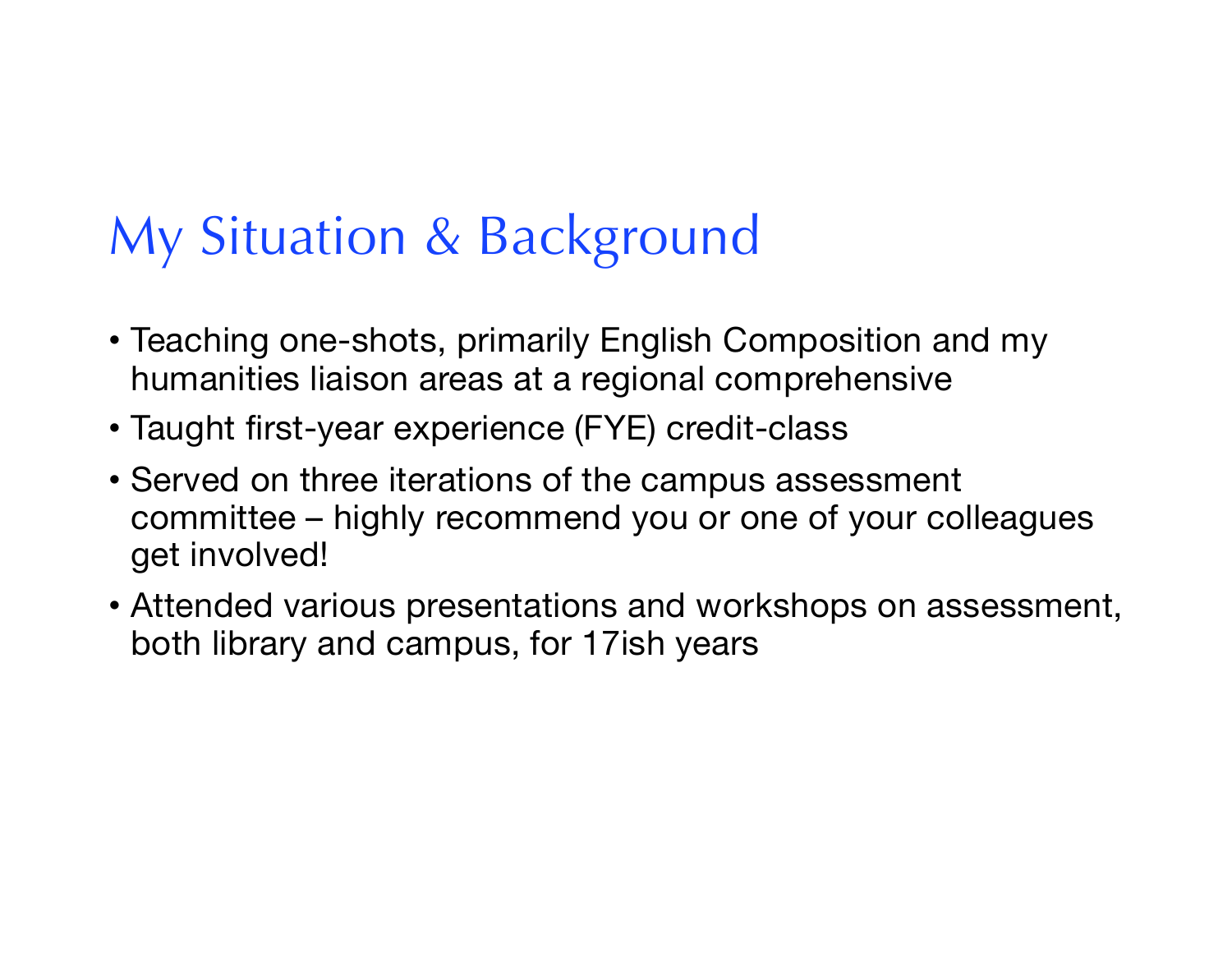# My Situation & Background

- Teaching one-shots, primarily English Composition and my humanities liaison areas at a regional comprehensive
- Taught first-year experience (FYE) credit-class
- Served on three iterations of the campus assessment committee – highly recommend you or one of your colleagues get involved!
- Attended various presentations and workshops on assessment, both library and campus, for 17ish years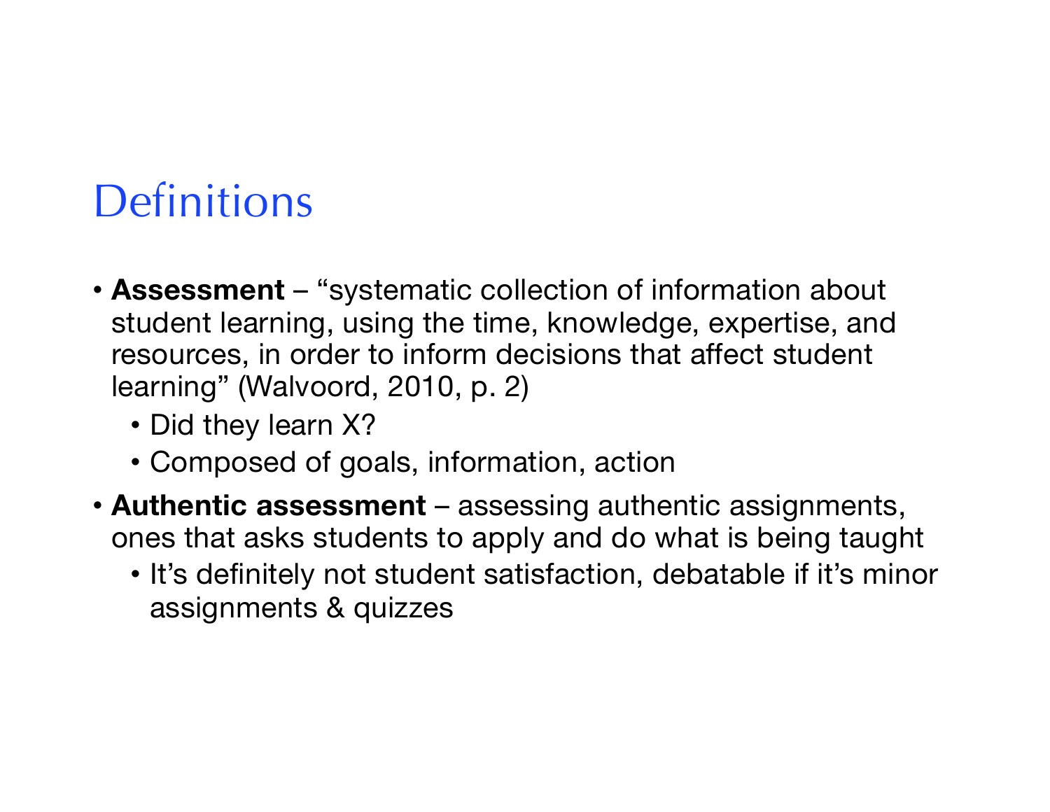# Definitions

- **Assessment** – "systematic collection of information about student learning, using the time, knowledge, expertise, and resources, in order to inform decisions that affect student learning" (Walvoord, 2010, p. 2)
  - Did they learn X?
  - Composed of goals, information, action
- **Authentic assessment** – assessing authentic assignments, ones that asks students to apply and do what is being taught
  - It's definitely not student satisfaction, debatable if it's minor assignments & quizzes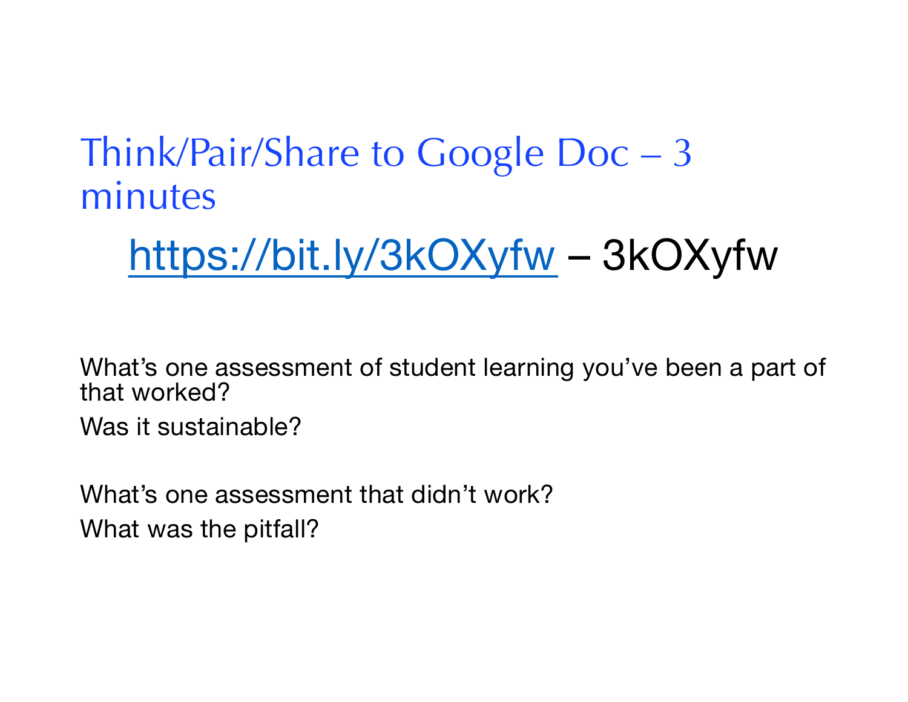# Think/Pair/Share to Google Doc – 3 minutes

[https://bit.ly/3kOXyfw](https://bit.ly/3kOXyfw) – 3kOXyfw

What's one assessment of student learning you've been a part of that worked?

Was it sustainable?

What's one assessment that didn't work?

What was the pitfall?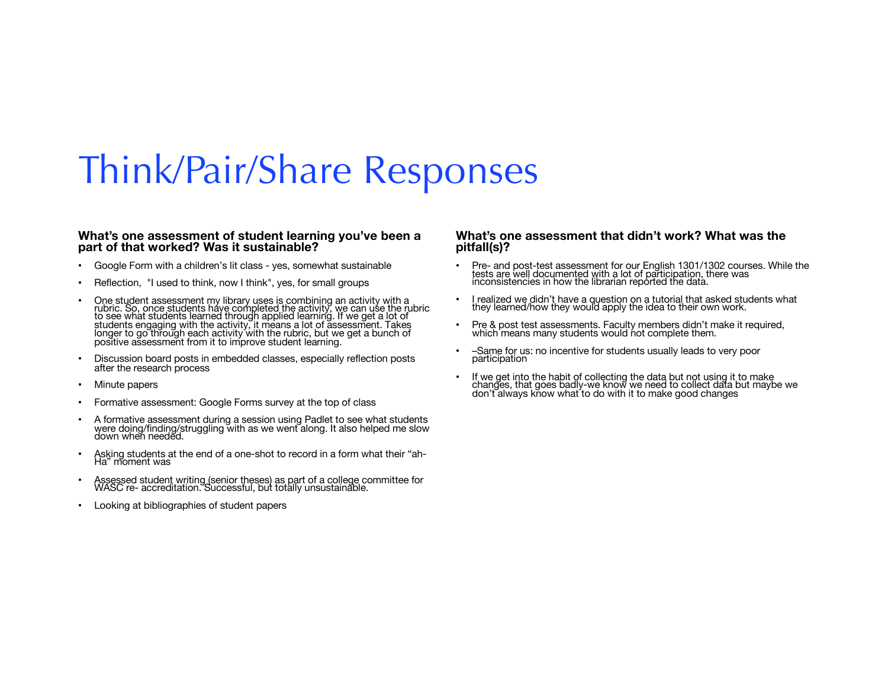# Think/Pair/Share Responses

### What's one assessment of student learning you've been a part of that worked? Was it sustainable?

- Google Form with a children's lit class - yes, somewhat sustainable
- Reflection, "I used to think, now I think", yes, for small groups
- One student assessment my library uses is combining an activity with a rubric. So, once students have completed the activity, we can use the rubric to see what students learned through applied learning. If we get a lot of students engaging with the activity, it means a lot of assessment. Takes longer to go through each activity with the rubric, but we get a bunch of positive assessment from it to improve student learning.
- Discussion board posts in embedded classes, especially reflection posts after the research process
- Minute papers
- Formative assessment: Google Forms survey at the top of class
- A formative assessment during a session using Padlet to see what students were doing/finding/struggling with as we went along. It also helped me slow down when needed.
- Asking students at the end of a one-shot to record in a form what their "ah-Ha" moment was
- Assessed student writing (senior theses) as part of a college committee for WASC re- accreditation. Successful, but totally unsustainable.
- Looking at bibliographies of student papers

### What's one assessment that didn't work? What was the pitfall(s)?

- Pre- and post-test assessment for our English 1301/1302 courses. While the tests are well documented with a lot of participation, there was inconsistencies in how the librarian reported the data.
- I realized we didn't have a question on a tutorial that asked students what they learned/how they would apply the idea to their own work.
- Pre & post test assessments. Faculty members didn't make it required, which means many students would not complete them.
- –Same for us: no incentive for students usually leads to very poor participation
- If we get into the habit of collecting the data but not using it to make changes, that goes badly-we know we need to collect data but maybe we don't always know what to do with it to make good changes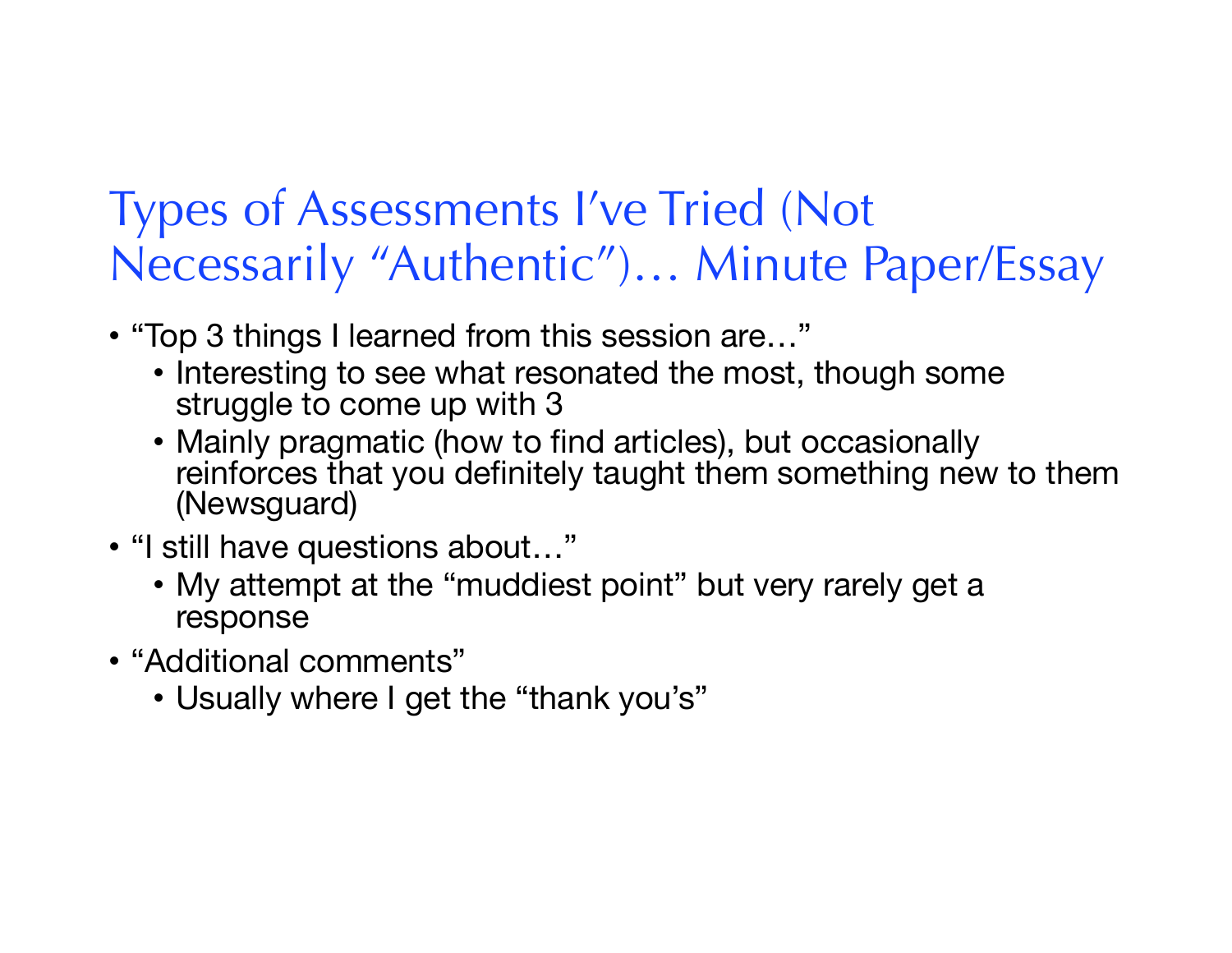## Types of Assessments I've Tried (Not Necessarily "Authentic")… Minute Paper/Essay

- "Top 3 things I learned from this session are…"
  - Interesting to see what resonated the most, though some struggle to come up with 3
  - Mainly pragmatic (how to find articles), but occasionally reinforces that you definitely taught them something new to them (Newsguard)
- "I still have questions about…"
  - My attempt at the "muddiest point" but very rarely get a response
- "Additional comments"
  - Usually where I get the "thank you's"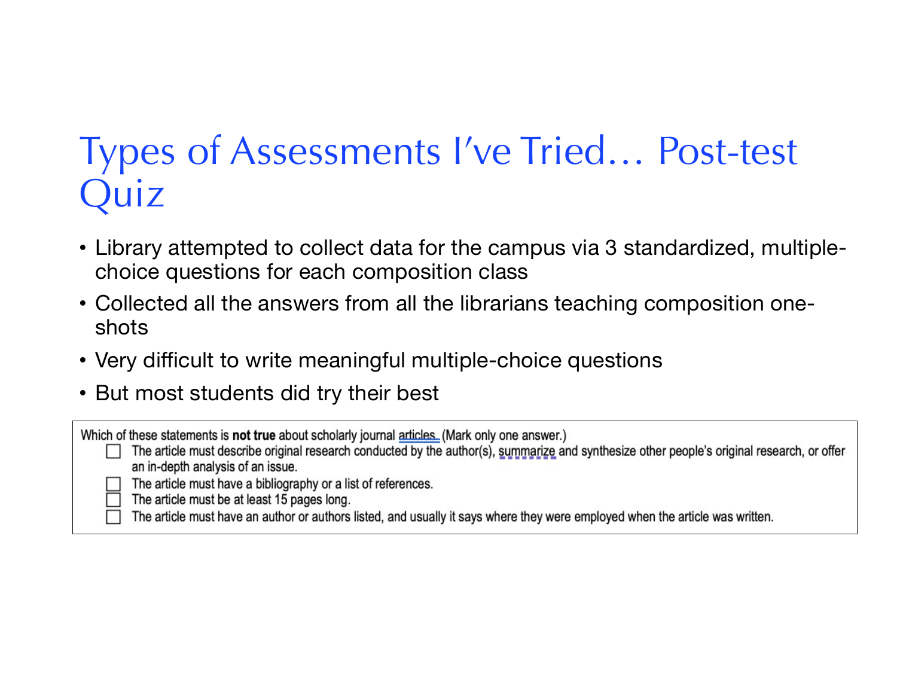# Types of Assessments I've Tried… Post-test Quiz

- Library attempted to collect data for the campus via 3 standardized, multiple-choice questions for each composition class
- Collected all the answers from all the librarians teaching composition one-shots
- Very difficult to write meaningful multiple-choice questions
- But most students did try their best

Which of these statements is **not true** about scholarly journal articles. (Mark only one answer.)

- ☐ The article must describe original research conducted by the author(s), summarize and synthesize other people's original research, or offer an in-depth analysis of an issue.
- ☐ The article must have a bibliography or a list of references.
- ☐ The article must be at least 15 pages long.
- ☐ The article must have an author or authors listed, and usually it says where they were employed when the article was written.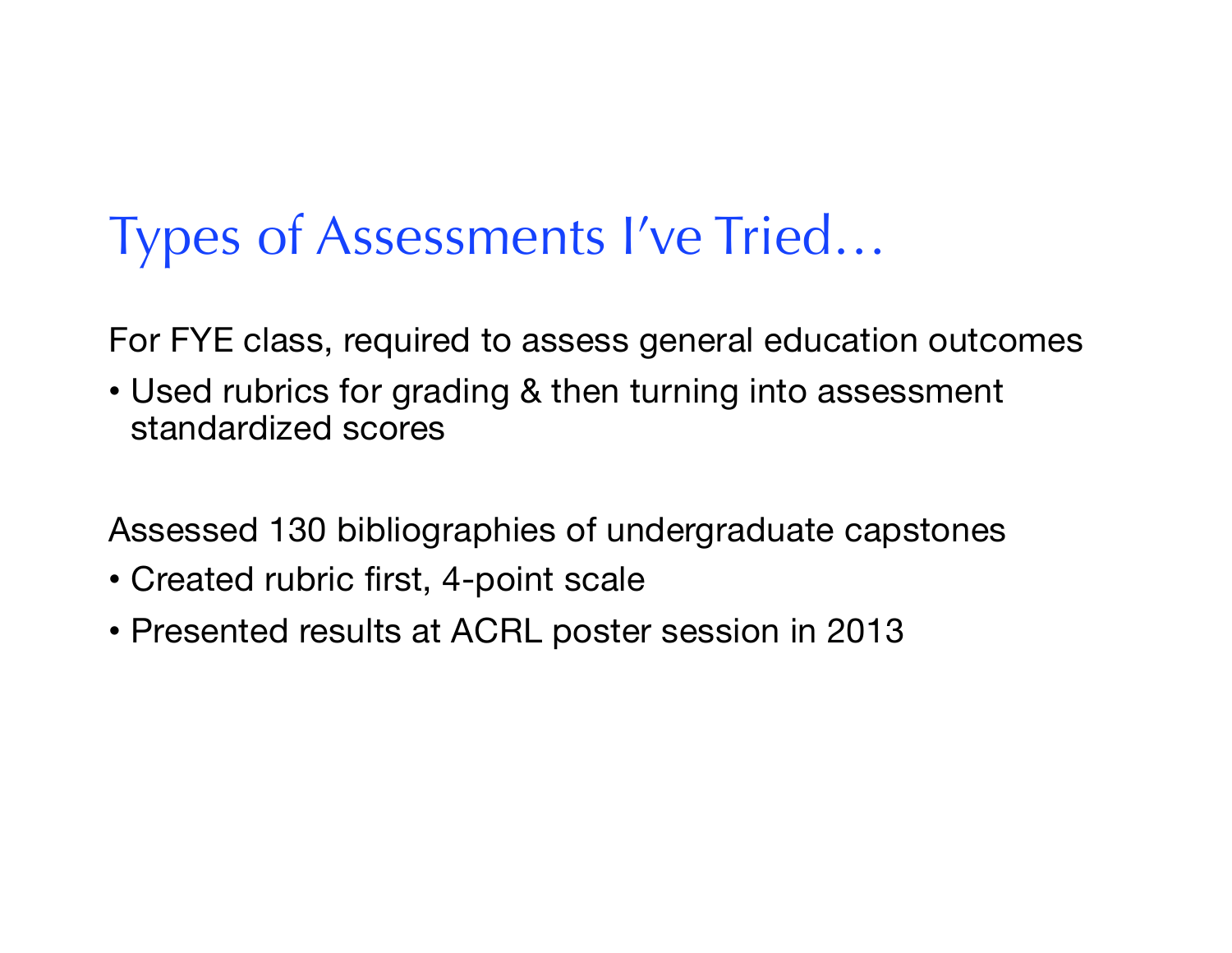# Types of Assessments I've Tried…

For FYE class, required to assess general education outcomes

- Used rubrics for grading & then turning into assessment standardized scores

Assessed 130 bibliographies of undergraduate capstones

- Created rubric first, 4-point scale
- Presented results at ACRL poster session in 2013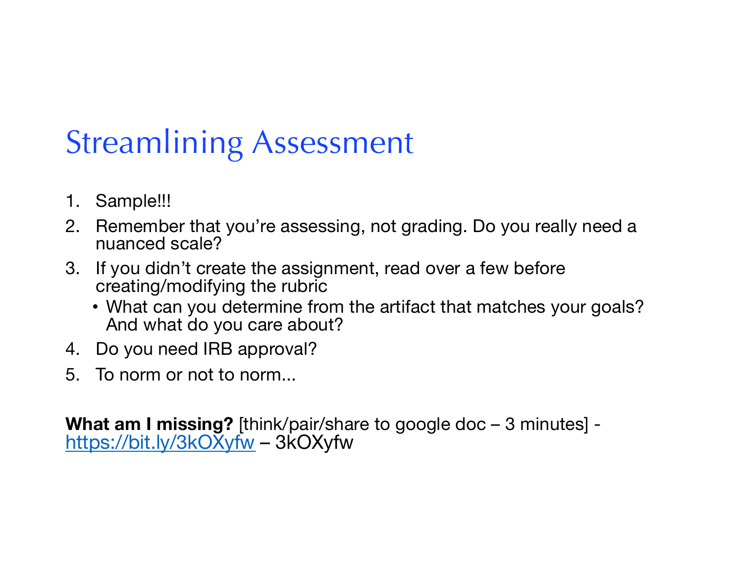# Streamlining Assessment

1. Sample!!!
2. Remember that you're assessing, not grading. Do you really need a nuanced scale?
3. If you didn't create the assignment, read over a few before creating/modifying the rubric
   - What can you determine from the artifact that matches your goals? And what do you care about?
4. Do you need IRB approval?
5. To norm or not to norm...

**What am I missing?** [think/pair/share to google doc – 3 minutes] - https://bit.ly/3kOXyfw – 3kOXyfw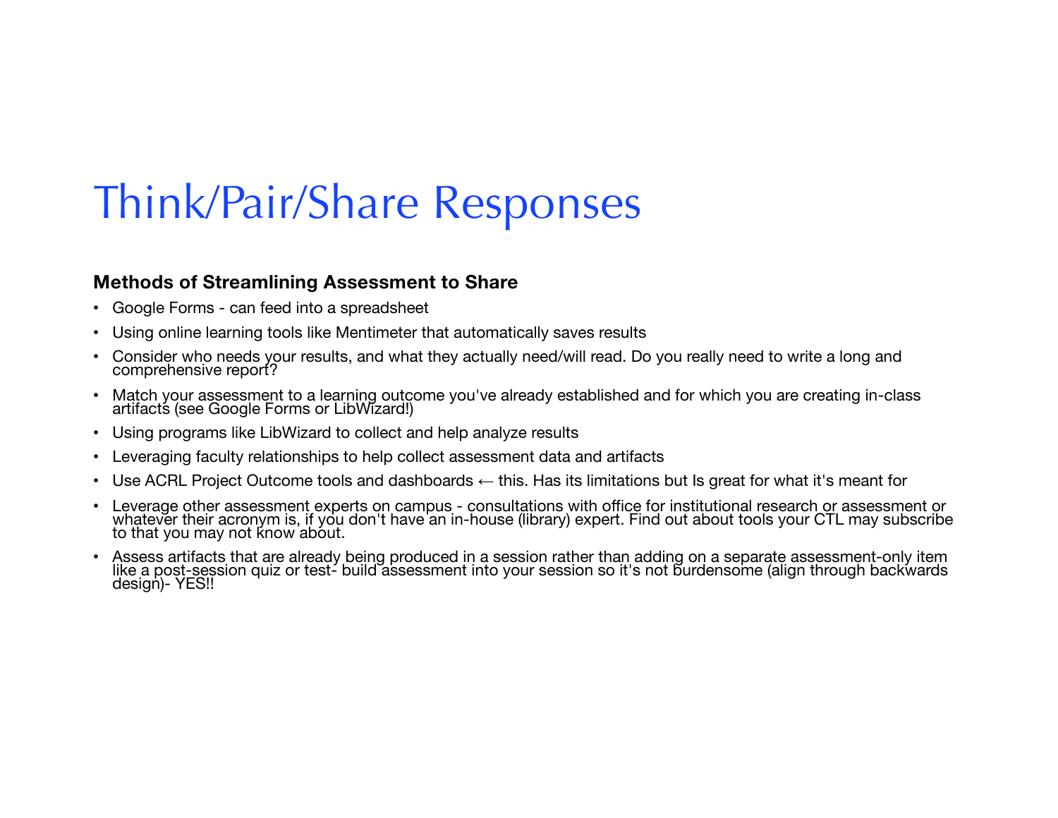# Think/Pair/Share Responses

**Methods of Streamlining Assessment to Share**

- Google Forms - can feed into a spreadsheet
- Using online learning tools like Mentimeter that automatically saves results
- Consider who needs your results, and what they actually need/will read. Do you really need to write a long and comprehensive report?
- Match your assessment to a learning outcome you've already established and for which you are creating in-class artifacts (see Google Forms or LibWizard!)
- Using programs like LibWizard to collect and help analyze results
- Leveraging faculty relationships to help collect assessment data and artifacts
- Use ACRL Project Outcome tools and dashboards ← this. Has its limitations but Is great for what it's meant for
- Leverage other assessment experts on campus - consultations with office for institutional research or assessment or whatever their acronym is, if you don't have an in-house (library) expert. Find out about tools your CTL may subscribe to that you may not know about.
- Assess artifacts that are already being produced in a session rather than adding on a separate assessment-only item like a post-session quiz or test- build assessment into your session so it's not burdensome (align through backwards design)- YES!!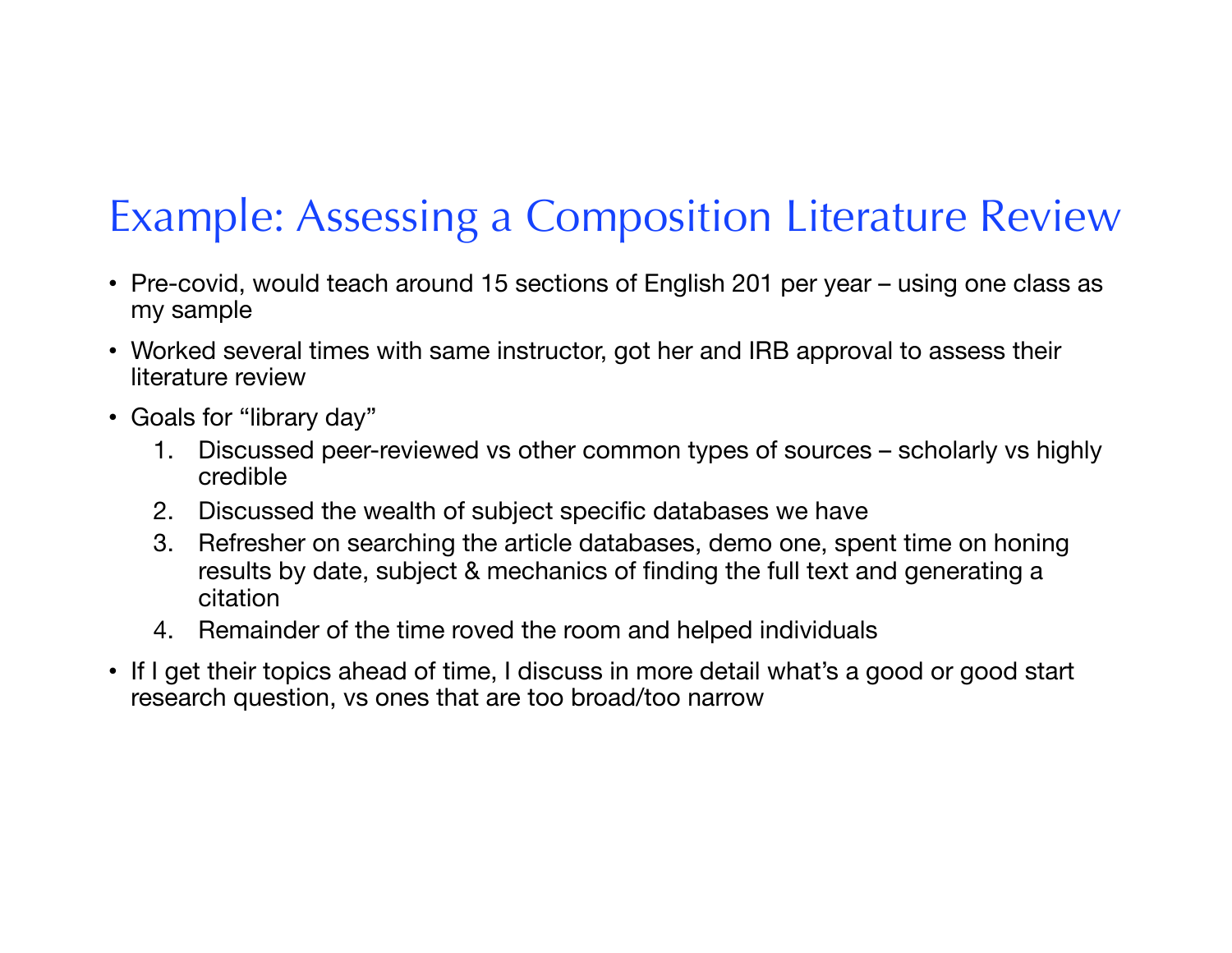# Example: Assessing a Composition Literature Review

- Pre-covid, would teach around 15 sections of English 201 per year – using one class as my sample
- Worked several times with same instructor, got her and IRB approval to assess their literature review
- Goals for "library day"
  1. Discussed peer-reviewed vs other common types of sources – scholarly vs highly credible
  2. Discussed the wealth of subject specific databases we have
  3. Refresher on searching the article databases, demo one, spent time on honing results by date, subject & mechanics of finding the full text and generating a citation
  4. Remainder of the time roved the room and helped individuals
- If I get their topics ahead of time, I discuss in more detail what's a good or good start research question, vs ones that are too broad/too narrow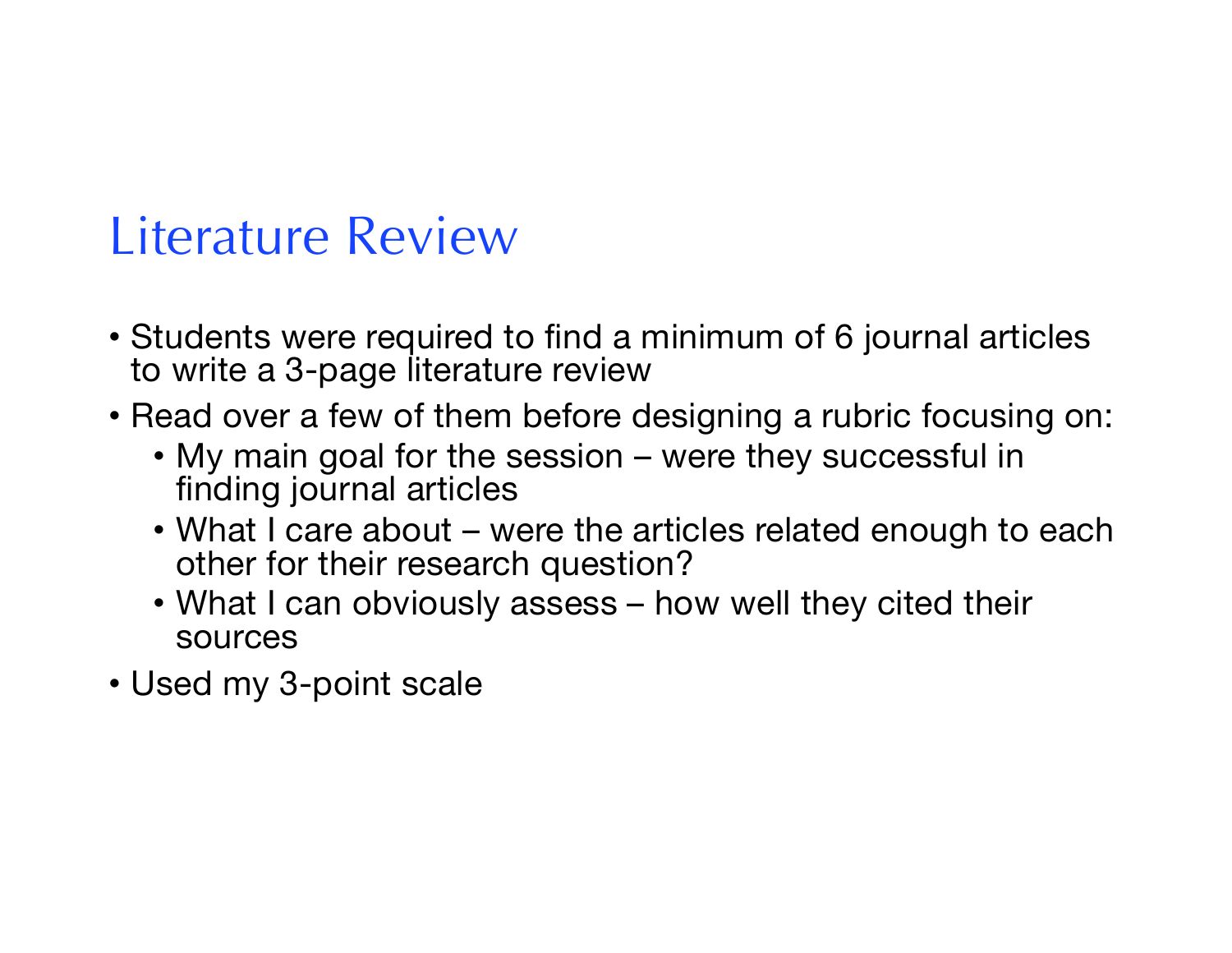# Literature Review

- Students were required to find a minimum of 6 journal articles to write a 3-page literature review
- Read over a few of them before designing a rubric focusing on:
  - My main goal for the session – were they successful in finding journal articles
  - What I care about – were the articles related enough to each other for their research question?
  - What I can obviously assess – how well they cited their sources
- Used my 3-point scale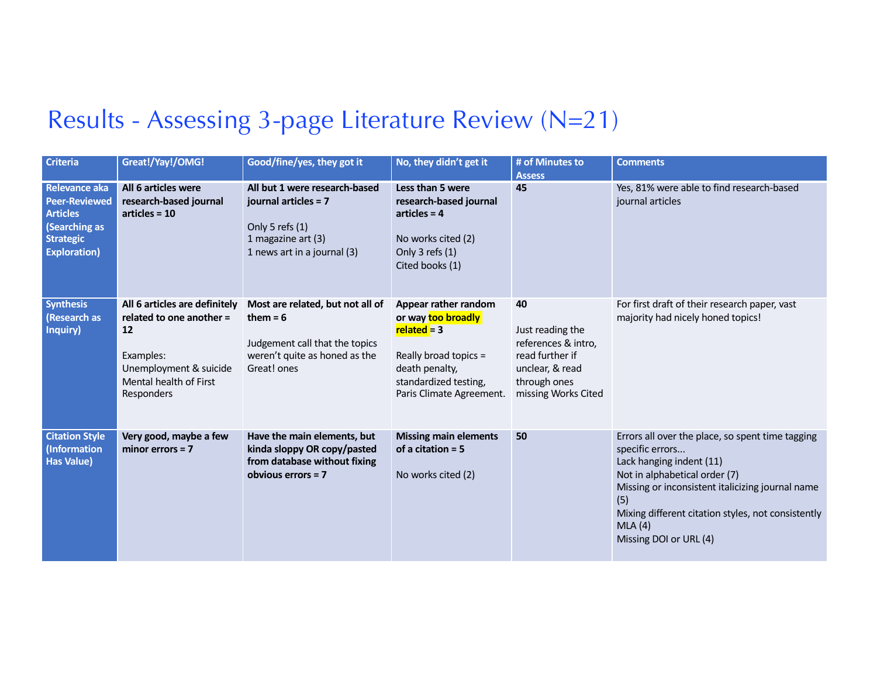# Results - Assessing 3-page Literature Review (N=21)

| Criteria | Great!/Yay!/OMG! | Good/fine/yes, they got it | No, they didn't get it | # of Minutes to Assess | Comments |
|---|---|---|---|---|---|
| **Relevance aka Peer-Reviewed Articles (Searching as Strategic Exploration)** | **All 6 articles were research-based journal articles = 10** | **All but 1 were research-based journal articles = 7**<br><br>Only 5 refs (1)<br>1 magazine art (3)<br>1 news art in a journal (3) | **Less than 5 were research-based journal articles = 4**<br><br>No works cited (2)<br>Only 3 refs (1)<br>Cited books (1) | **45** | Yes, 81% were able to find research-based journal articles |
| **Synthesis (Research as Inquiry)** | **All 6 articles are definitely related to one another = 12**<br><br>Examples:<br>Unemployment & suicide<br>Mental health of First Responders | **Most are related, but not all of them = 6**<br><br>Judgement call that the topics weren't quite as honed as the Great! ones | **Appear rather random or way too broadly related = 3**<br><br>Really broad topics = death penalty, standardized testing, Paris Climate Agreement. | **40**<br><br>Just reading the references & intro, read further if unclear, & read through ones missing Works Cited | For first draft of their research paper, vast majority had nicely honed topics! |
| **Citation Style (Information Has Value)** | **Very good, maybe a few minor errors = 7** | **Have the main elements, but kinda sloppy OR copy/pasted from database without fixing obvious errors = 7** | **Missing main elements of a citation = 5**<br><br>No works cited (2) | **50** | Errors all over the place, so spent time tagging specific errors...<br>Lack hanging indent (11)<br>Not in alphabetical order (7)<br>Missing or inconsistent italicizing journal name (5)<br>Mixing different citation styles, not consistently MLA (4)<br>Missing DOI or URL (4) |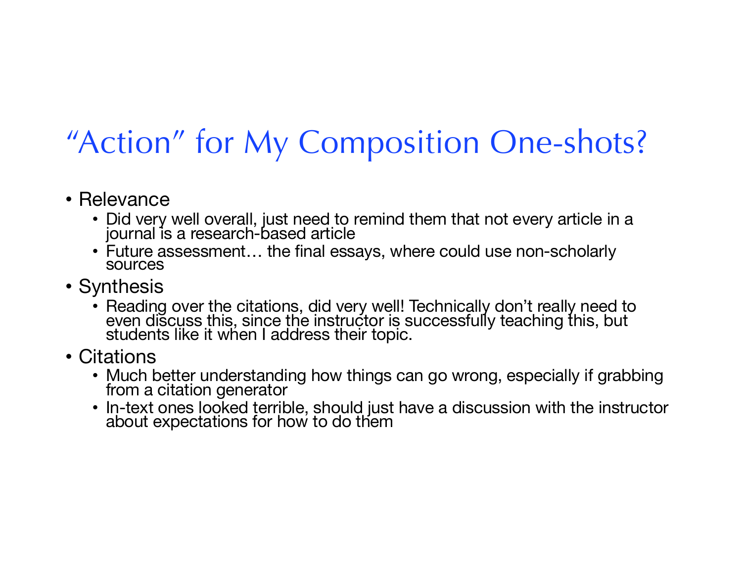# "Action" for My Composition One-shots?

- Relevance
  - Did very well overall, just need to remind them that not every article in a journal is a research-based article
  - Future assessment… the final essays, where could use non-scholarly sources
- Synthesis
  - Reading over the citations, did very well! Technically don't really need to even discuss this, since the instructor is successfully teaching this, but students like it when I address their topic.
- Citations
  - Much better understanding how things can go wrong, especially if grabbing from a citation generator
  - In-text ones looked terrible, should just have a discussion with the instructor about expectations for how to do them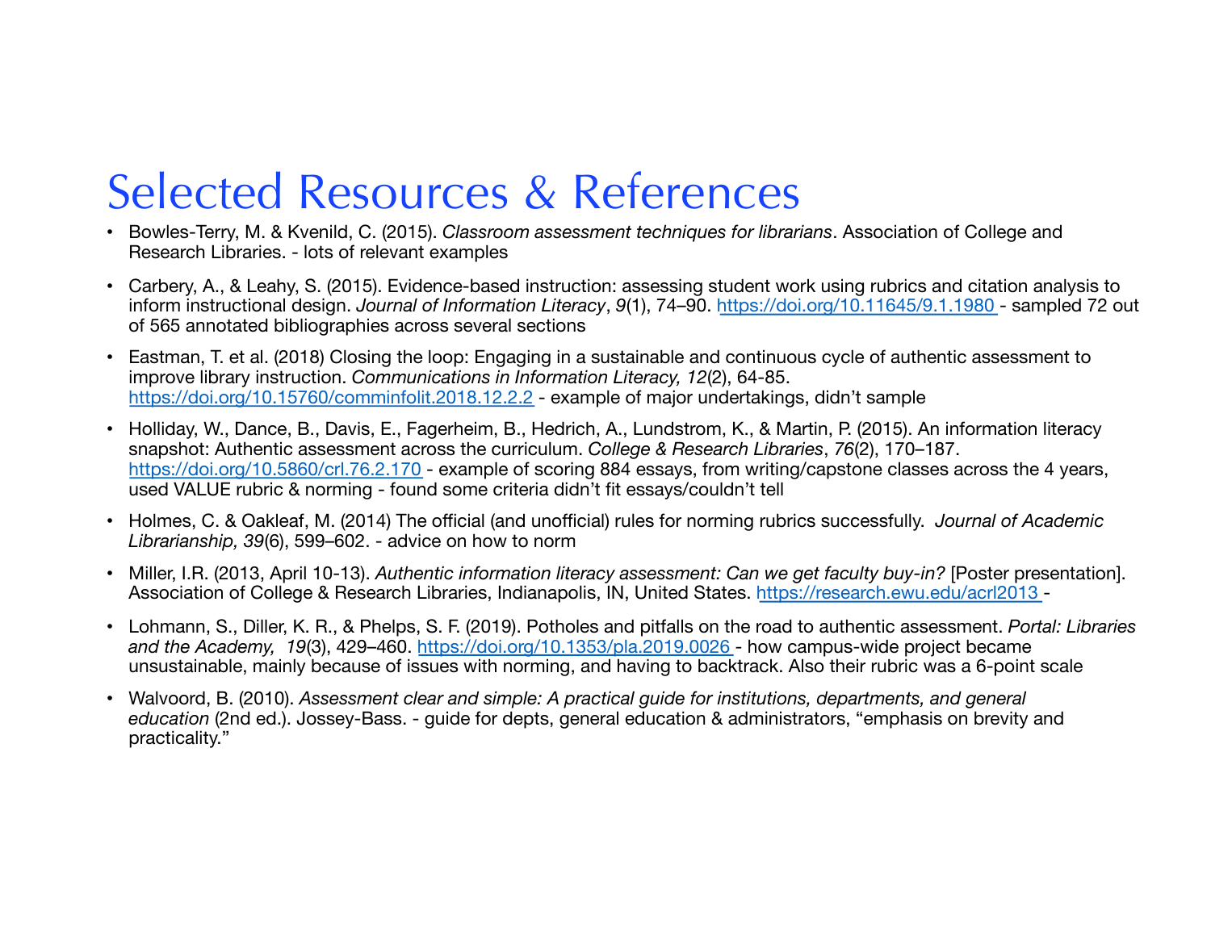# Selected Resources & References

- Bowles-Terry, M. & Kvenild, C. (2015). *Classroom assessment techniques for librarians*. Association of College and Research Libraries. - lots of relevant examples
- Carbery, A., & Leahy, S. (2015). Evidence-based instruction: assessing student work using rubrics and citation analysis to inform instructional design. *Journal of Information Literacy*, *9*(1), 74–90. https://doi.org/10.11645/9.1.1980 - sampled 72 out of 565 annotated bibliographies across several sections
- Eastman, T. et al. (2018) Closing the loop: Engaging in a sustainable and continuous cycle of authentic assessment to improve library instruction. *Communications in Information Literacy, 12*(2), 64-85. https://doi.org/10.15760/comminfolit.2018.12.2.2 - example of major undertakings, didn't sample
- Holliday, W., Dance, B., Davis, E., Fagerheim, B., Hedrich, A., Lundstrom, K., & Martin, P. (2015). An information literacy snapshot: Authentic assessment across the curriculum. *College & Research Libraries*, *76*(2), 170–187. https://doi.org/10.5860/crl.76.2.170 - example of scoring 884 essays, from writing/capstone classes across the 4 years, used VALUE rubric & norming - found some criteria didn't fit essays/couldn't tell
- Holmes, C. & Oakleaf, M. (2014) The official (and unofficial) rules for norming rubrics successfully. *Journal of Academic Librarianship, 39*(6), 599–602. - advice on how to norm
- Miller, I.R. (2013, April 10-13). *Authentic information literacy assessment: Can we get faculty buy-in?* [Poster presentation]. Association of College & Research Libraries, Indianapolis, IN, United States. https://research.ewu.edu/acrl2013 -
- Lohmann, S., Diller, K. R., & Phelps, S. F. (2019). Potholes and pitfalls on the road to authentic assessment. *Portal: Libraries and the Academy, 19*(3), 429–460. https://doi.org/10.1353/pla.2019.0026 - how campus-wide project became unsustainable, mainly because of issues with norming, and having to backtrack. Also their rubric was a 6-point scale
- Walvoord, B. (2010). *Assessment clear and simple: A practical guide for institutions, departments, and general education* (2nd ed.). Jossey-Bass. - guide for depts, general education & administrators, "emphasis on brevity and practicality."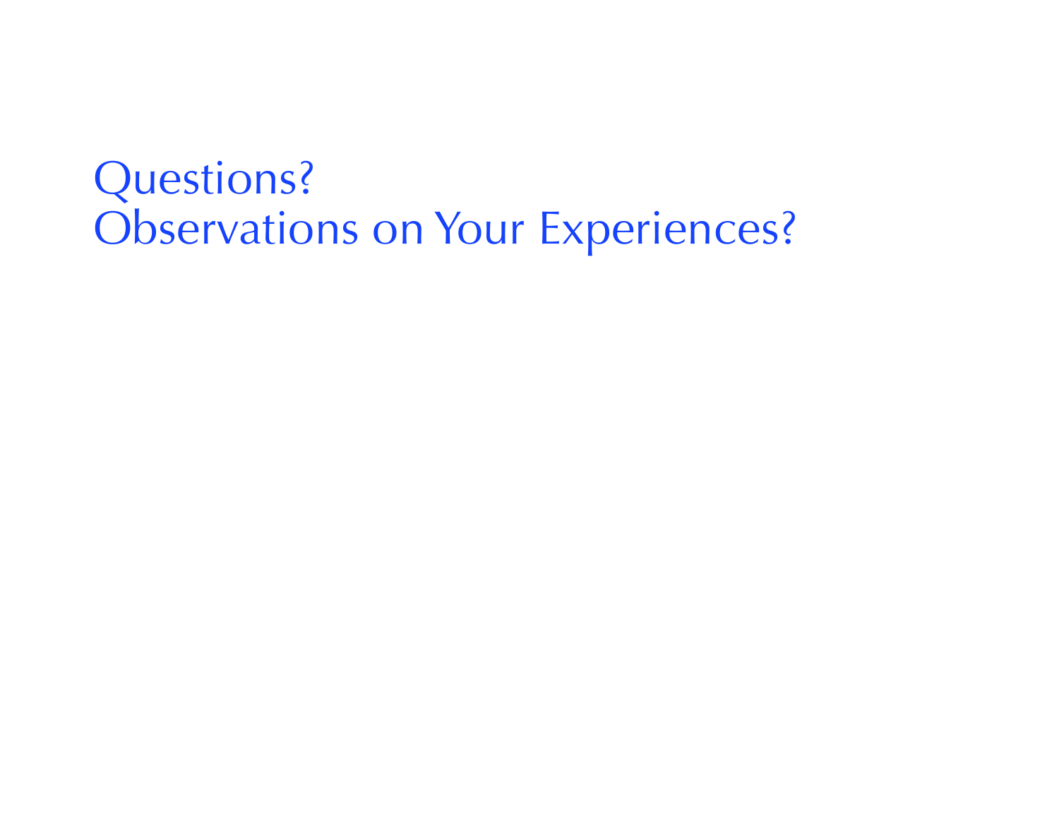Questions?
Observations on Your Experiences?